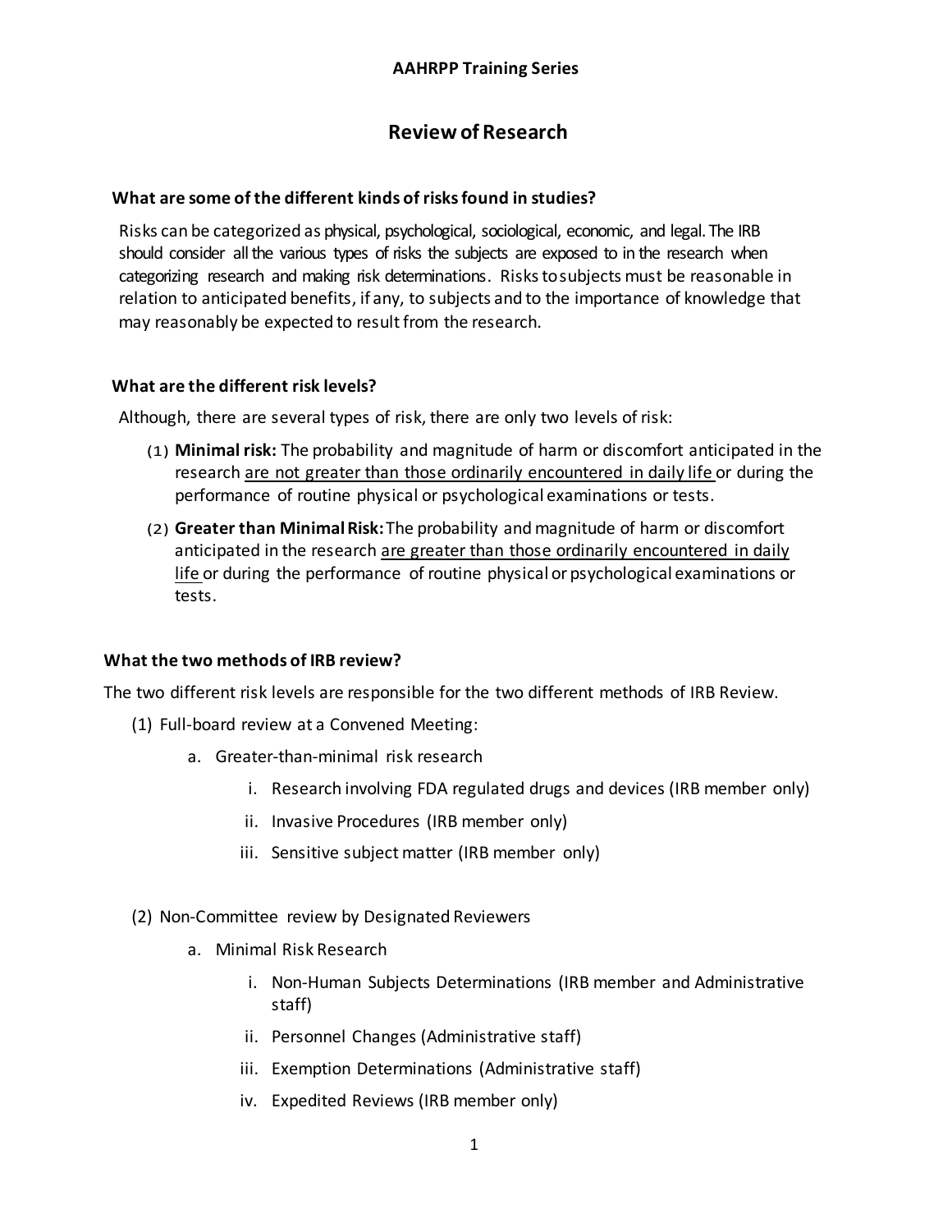**AAHRPP Training Series**

# Review of Research

### What are some of the different kinds of risks found in studies?

Risks can be categorized as physical, psychological, sociological, economic, and legal. The IRB should consider all the various types of risks the subjects are exposed to in the research when categorizing research and making risk determinations. Risks to subjects must be reasonable in relation to anticipated benefits, if any, to subjects and to the importance of knowledge that may reasonably be expected to result from the research.

### What are the different risk levels?

Although, there are several types of risk, there are only two levels of risk:

(1) **Minimal risk:** The probability and magnitude of harm or discomfort anticipated in the research <u>are not greater than those ordinarily encountered in daily life</u> or during the performance of routine physical or psychological examinations or tests.

(2) **Greater than Minimal Risk:** The probability and magnitude of harm or discomfort anticipated in the research <u>are greater than those ordinarily encountered in daily life</u> or during the performance of routine physical or psychological examinations or tests.

### What the two methods of IRB review?

The two different risk levels are responsible for the two different methods of IRB Review.

(1) Full-board review at a Convened Meeting:

- a. Greater-than-minimal risk research
  - i. Research involving FDA regulated drugs and devices (IRB member only)
  - ii. Invasive Procedures (IRB member only)
  - iii. Sensitive subject matter (IRB member only)

(2) Non-Committee review by Designated Reviewers

- a. Minimal Risk Research
  - i. Non-Human Subjects Determinations (IRB member and Administrative staff)
  - ii. Personnel Changes (Administrative staff)
  - iii. Exemption Determinations (Administrative staff)
  - iv. Expedited Reviews (IRB member only)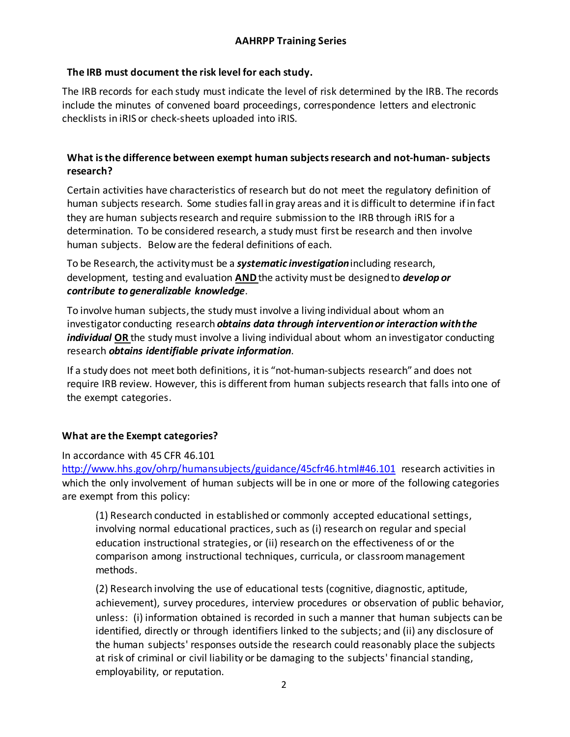**The IRB must document the risk level for each study.**

The IRB records for each study must indicate the level of risk determined by the IRB. The records include the minutes of convened board proceedings, correspondence letters and electronic checklists in iRIS or check-sheets uploaded into iRIS.

**What is the difference between exempt human subjects research and not-human- subjects research?**

Certain activities have characteristics of research but do not meet the regulatory definition of human subjects research. Some studies fall in gray areas and it is difficult to determine if in fact they are human subjects research and require submission to the IRB through iRIS for a determination. To be considered research, a study must first be research and then involve human subjects. Below are the federal definitions of each.

To be Research, the activity must be a ***systematic investigation*** including research, development, testing and evaluation **AND** the activity must be designed to ***develop or contribute to generalizable knowledge***.

To involve human subjects, the study must involve a living individual about whom an investigator conducting research ***obtains data through intervention or interaction with the individual*** **OR** the study must involve a living individual about whom an investigator conducting research ***obtains identifiable private information***.

If a study does not meet both definitions, it is "not-human-subjects research" and does not require IRB review. However, this is different from human subjects research that falls into one of the exempt categories.

**What are the Exempt categories?**

In accordance with 45 CFR 46.101 [http://www.hhs.gov/ohrp/humansubjects/guidance/45cfr46.html#46.101](http://www.hhs.gov/ohrp/humansubjects/guidance/45cfr46.html#46.101) research activities in which the only involvement of human subjects will be in one or more of the following categories are exempt from this policy:

> (1) Research conducted in established or commonly accepted educational settings, involving normal educational practices, such as (i) research on regular and special education instructional strategies, or (ii) research on the effectiveness of or the comparison among instructional techniques, curricula, or classroom management methods.
>
> (2) Research involving the use of educational tests (cognitive, diagnostic, aptitude, achievement), survey procedures, interview procedures or observation of public behavior, unless: (i) information obtained is recorded in such a manner that human subjects can be identified, directly or through identifiers linked to the subjects; and (ii) any disclosure of the human subjects' responses outside the research could reasonably place the subjects at risk of criminal or civil liability or be damaging to the subjects' financial standing, employability, or reputation.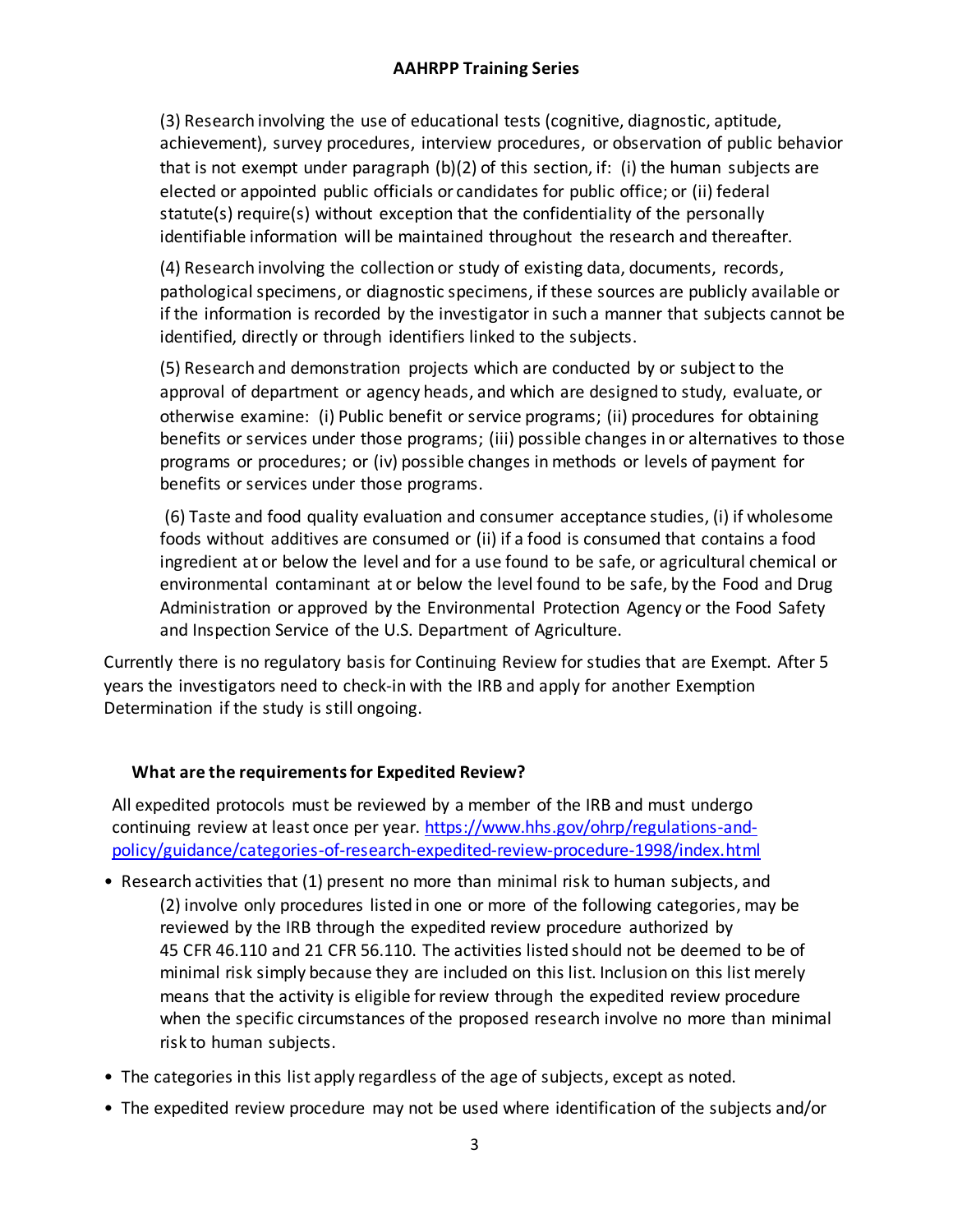(3) Research involving the use of educational tests (cognitive, diagnostic, aptitude, achievement), survey procedures, interview procedures, or observation of public behavior that is not exempt under paragraph (b)(2) of this section, if: (i) the human subjects are elected or appointed public officials or candidates for public office; or (ii) federal statute(s) require(s) without exception that the confidentiality of the personally identifiable information will be maintained throughout the research and thereafter.

(4) Research involving the collection or study of existing data, documents, records, pathological specimens, or diagnostic specimens, if these sources are publicly available or if the information is recorded by the investigator in such a manner that subjects cannot be identified, directly or through identifiers linked to the subjects.

(5) Research and demonstration projects which are conducted by or subject to the approval of department or agency heads, and which are designed to study, evaluate, or otherwise examine: (i) Public benefit or service programs; (ii) procedures for obtaining benefits or services under those programs; (iii) possible changes in or alternatives to those programs or procedures; or (iv) possible changes in methods or levels of payment for benefits or services under those programs.

(6) Taste and food quality evaluation and consumer acceptance studies, (i) if wholesome foods without additives are consumed or (ii) if a food is consumed that contains a food ingredient at or below the level and for a use found to be safe, or agricultural chemical or environmental contaminant at or below the level found to be safe, by the Food and Drug Administration or approved by the Environmental Protection Agency or the Food Safety and Inspection Service of the U.S. Department of Agriculture.

Currently there is no regulatory basis for Continuing Review for studies that are Exempt. After 5 years the investigators need to check-in with the IRB and apply for another Exemption Determination if the study is still ongoing.

### What are the requirements for Expedited Review?

All expedited protocols must be reviewed by a member of the IRB and must undergo continuing review at least once per year. https://www.hhs.gov/ohrp/regulations-and-policy/guidance/categories-of-research-expedited-review-procedure-1998/index.html

- Research activities that (1) present no more than minimal risk to human subjects, and (2) involve only procedures listed in one or more of the following categories, may be reviewed by the IRB through the expedited review procedure authorized by 45 CFR 46.110 and 21 CFR 56.110. The activities listed should not be deemed to be of minimal risk simply because they are included on this list. Inclusion on this list merely means that the activity is eligible for review through the expedited review procedure when the specific circumstances of the proposed research involve no more than minimal risk to human subjects.
- The categories in this list apply regardless of the age of subjects, except as noted.
- The expedited review procedure may not be used where identification of the subjects and/or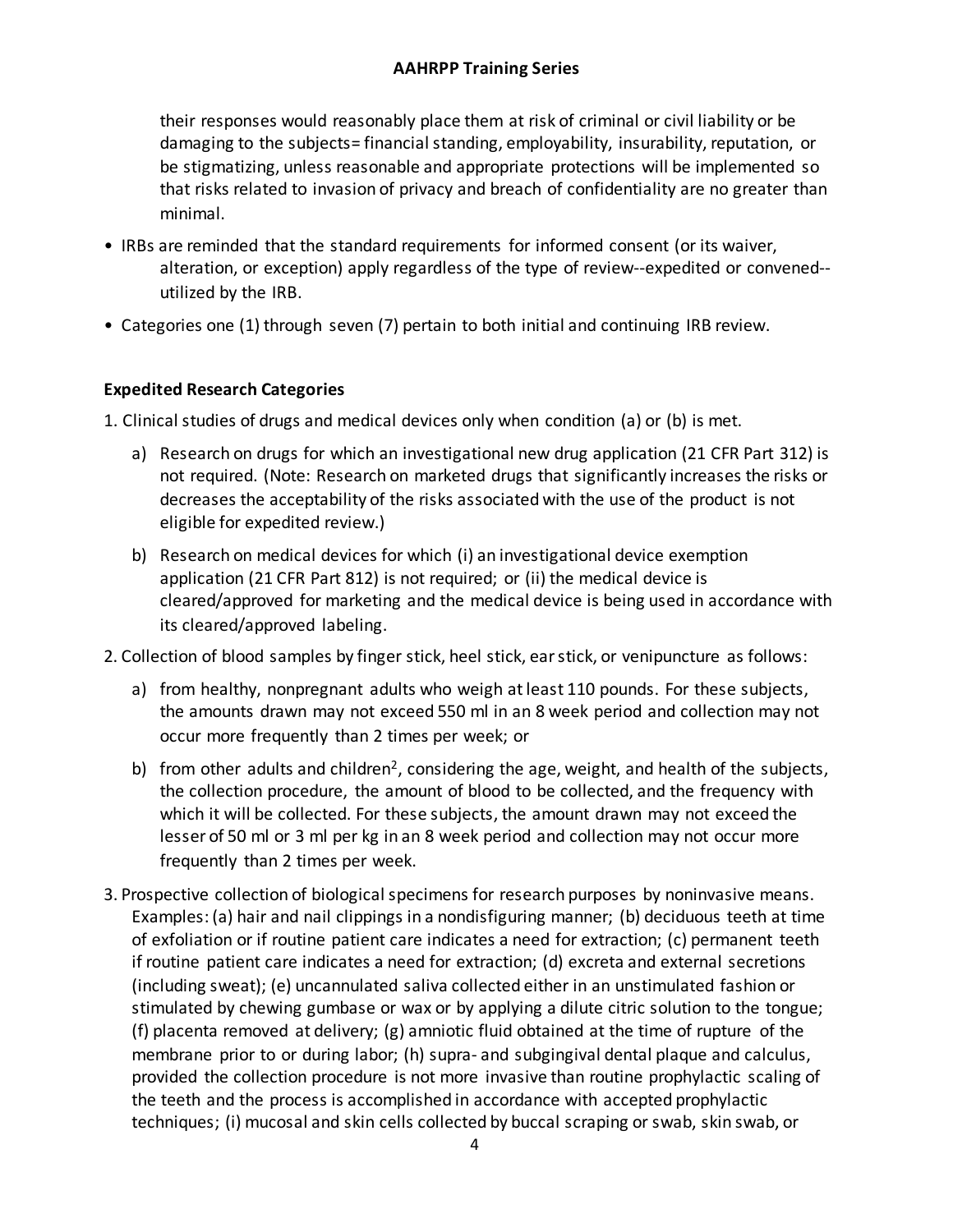their responses would reasonably place them at risk of criminal or civil liability or be damaging to the subjects= financial standing, employability, insurability, reputation, or be stigmatizing, unless reasonable and appropriate protections will be implemented so that risks related to invasion of privacy and breach of confidentiality are no greater than minimal.

- IRBs are reminded that the standard requirements for informed consent (or its waiver, alteration, or exception) apply regardless of the type of review--expedited or convened--utilized by the IRB.
- Categories one (1) through seven (7) pertain to both initial and continuing IRB review.

**Expedited Research Categories**

1. Clinical studies of drugs and medical devices only when condition (a) or (b) is met.
   a) Research on drugs for which an investigational new drug application (21 CFR Part 312) is not required. (Note: Research on marketed drugs that significantly increases the risks or decreases the acceptability of the risks associated with the use of the product is not eligible for expedited review.)
   b) Research on medical devices for which (i) an investigational device exemption application (21 CFR Part 812) is not required; or (ii) the medical device is cleared/approved for marketing and the medical device is being used in accordance with its cleared/approved labeling.
2. Collection of blood samples by finger stick, heel stick, ear stick, or venipuncture as follows:
   a) from healthy, nonpregnant adults who weigh at least 110 pounds. For these subjects, the amounts drawn may not exceed 550 ml in an 8 week period and collection may not occur more frequently than 2 times per week; or
   b) from other adults and children[2], considering the age, weight, and health of the subjects, the collection procedure, the amount of blood to be collected, and the frequency with which it will be collected. For these subjects, the amount drawn may not exceed the lesser of 50 ml or 3 ml per kg in an 8 week period and collection may not occur more frequently than 2 times per week.
3. Prospective collection of biological specimens for research purposes by noninvasive means. Examples: (a) hair and nail clippings in a nondisfiguring manner; (b) deciduous teeth at time of exfoliation or if routine patient care indicates a need for extraction; (c) permanent teeth if routine patient care indicates a need for extraction; (d) excreta and external secretions (including sweat); (e) uncannulated saliva collected either in an unstimulated fashion or stimulated by chewing gumbase or wax or by applying a dilute citric solution to the tongue; (f) placenta removed at delivery; (g) amniotic fluid obtained at the time of rupture of the membrane prior to or during labor; (h) supra- and subgingival dental plaque and calculus, provided the collection procedure is not more invasive than routine prophylactic scaling of the teeth and the process is accomplished in accordance with accepted prophylactic techniques; (i) mucosal and skin cells collected by buccal scraping or swab, skin swab, or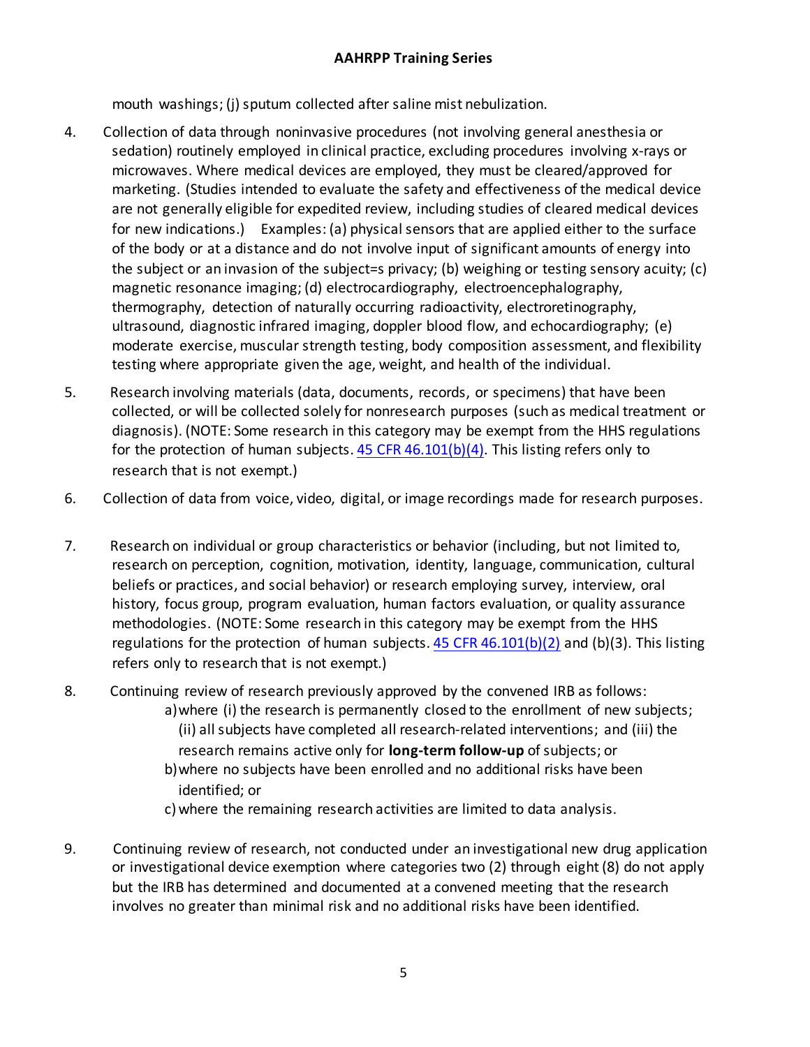mouth washings; (j) sputum collected after saline mist nebulization.

4. Collection of data through noninvasive procedures (not involving general anesthesia or sedation) routinely employed in clinical practice, excluding procedures involving x-rays or microwaves. Where medical devices are employed, they must be cleared/approved for marketing. (Studies intended to evaluate the safety and effectiveness of the medical device are not generally eligible for expedited review, including studies of cleared medical devices for new indications.) Examples: (a) physical sensors that are applied either to the surface of the body or at a distance and do not involve input of significant amounts of energy into the subject or an invasion of the subject=s privacy; (b) weighing or testing sensory acuity; (c) magnetic resonance imaging; (d) electrocardiography, electroencephalography, thermography, detection of naturally occurring radioactivity, electroretinography, ultrasound, diagnostic infrared imaging, doppler blood flow, and echocardiography; (e) moderate exercise, muscular strength testing, body composition assessment, and flexibility testing where appropriate given the age, weight, and health of the individual.

5. Research involving materials (data, documents, records, or specimens) that have been collected, or will be collected solely for nonresearch purposes (such as medical treatment or diagnosis). (NOTE: Some research in this category may be exempt from the HHS regulations for the protection of human subjects. 45 CFR 46.101(b)(4). This listing refers only to research that is not exempt.)

6. Collection of data from voice, video, digital, or image recordings made for research purposes.

7. Research on individual or group characteristics or behavior (including, but not limited to, research on perception, cognition, motivation, identity, language, communication, cultural beliefs or practices, and social behavior) or research employing survey, interview, oral history, focus group, program evaluation, human factors evaluation, or quality assurance methodologies. (NOTE: Some research in this category may be exempt from the HHS regulations for the protection of human subjects. 45 CFR 46.101(b)(2) and (b)(3). This listing refers only to research that is not exempt.)

8. Continuing review of research previously approved by the convened IRB as follows:
   a) where (i) the research is permanently closed to the enrollment of new subjects; (ii) all subjects have completed all research-related interventions; and (iii) the research remains active only for **long-term follow-up** of subjects; or
   b) where no subjects have been enrolled and no additional risks have been identified; or
   c) where the remaining research activities are limited to data analysis.

9. Continuing review of research, not conducted under an investigational new drug application or investigational device exemption where categories two (2) through eight (8) do not apply but the IRB has determined and documented at a convened meeting that the research involves no greater than minimal risk and no additional risks have been identified.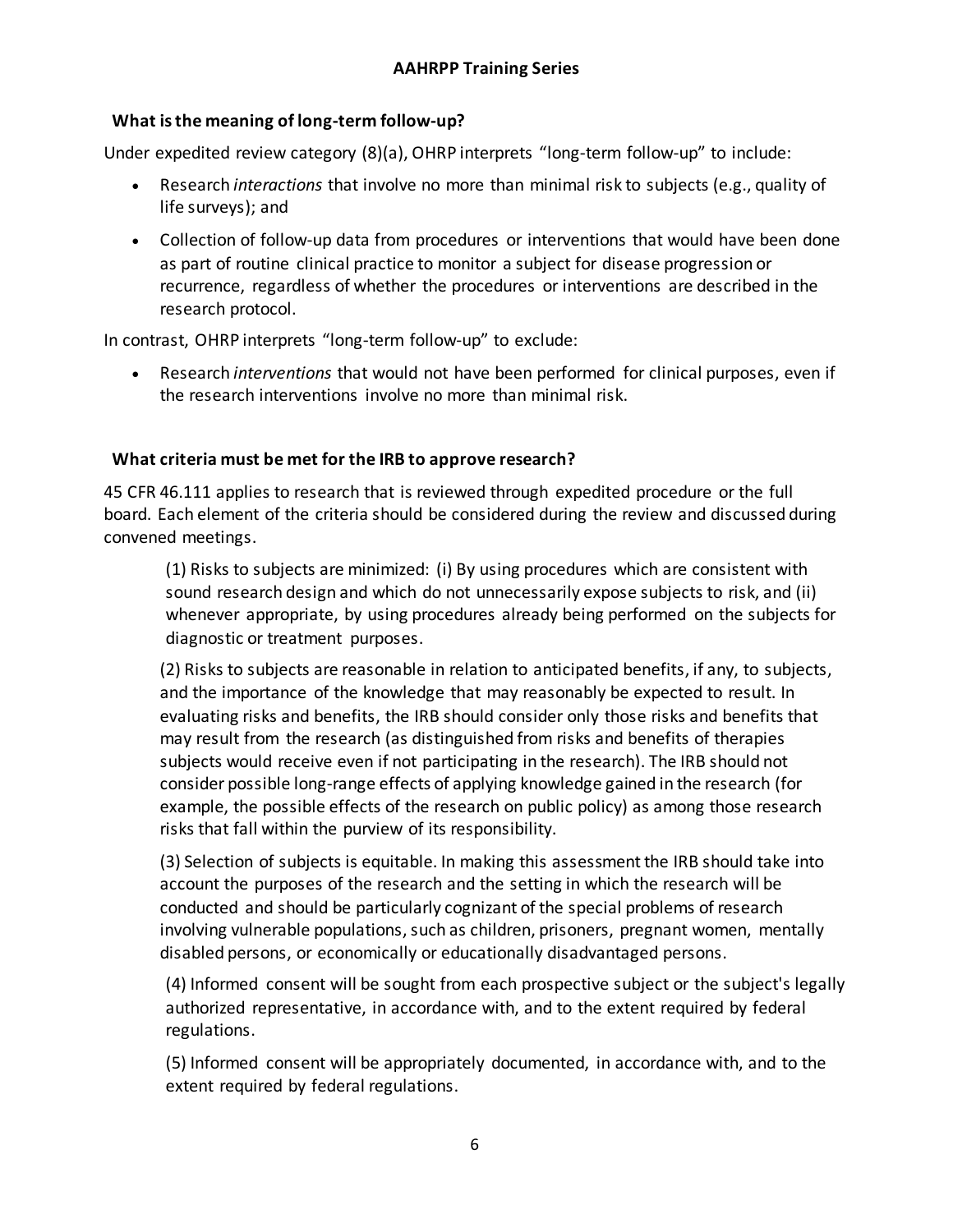### What is the meaning of long-term follow-up?

Under expedited review category (8)(a), OHRP interprets "long-term follow-up" to include:

- Research *interactions* that involve no more than minimal risk to subjects (e.g., quality of life surveys); and
- Collection of follow-up data from procedures or interventions that would have been done as part of routine clinical practice to monitor a subject for disease progression or recurrence, regardless of whether the procedures or interventions are described in the research protocol.

In contrast, OHRP interprets "long-term follow-up" to exclude:

- Research *interventions* that would not have been performed for clinical purposes, even if the research interventions involve no more than minimal risk.

### What criteria must be met for the IRB to approve research?

45 CFR 46.111 applies to research that is reviewed through expedited procedure or the full board. Each element of the criteria should be considered during the review and discussed during convened meetings.

> (1) Risks to subjects are minimized: (i) By using procedures which are consistent with sound research design and which do not unnecessarily expose subjects to risk, and (ii) whenever appropriate, by using procedures already being performed on the subjects for diagnostic or treatment purposes.
>
> (2) Risks to subjects are reasonable in relation to anticipated benefits, if any, to subjects, and the importance of the knowledge that may reasonably be expected to result. In evaluating risks and benefits, the IRB should consider only those risks and benefits that may result from the research (as distinguished from risks and benefits of therapies subjects would receive even if not participating in the research). The IRB should not consider possible long-range effects of applying knowledge gained in the research (for example, the possible effects of the research on public policy) as among those research risks that fall within the purview of its responsibility.
>
> (3) Selection of subjects is equitable. In making this assessment the IRB should take into account the purposes of the research and the setting in which the research will be conducted and should be particularly cognizant of the special problems of research involving vulnerable populations, such as children, prisoners, pregnant women, mentally disabled persons, or economically or educationally disadvantaged persons.
>
> (4) Informed consent will be sought from each prospective subject or the subject's legally authorized representative, in accordance with, and to the extent required by federal regulations.
>
> (5) Informed consent will be appropriately documented, in accordance with, and to the extent required by federal regulations.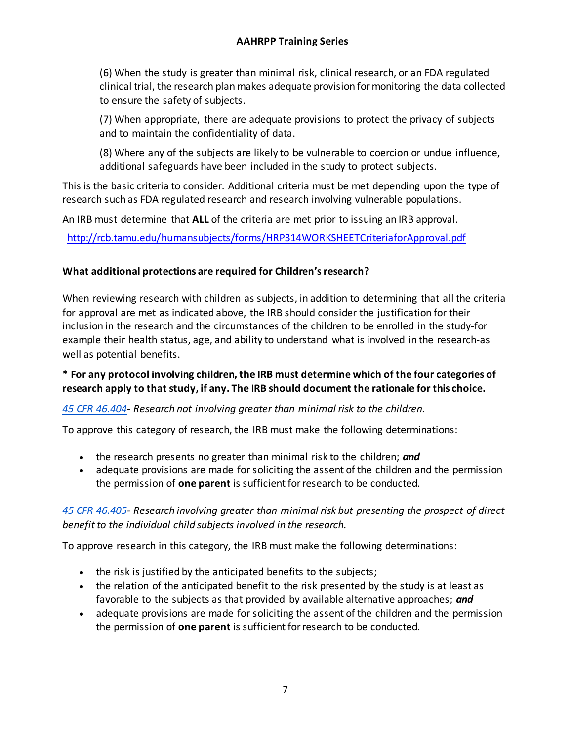(6) When the study is greater than minimal risk, clinical research, or an FDA regulated clinical trial, the research plan makes adequate provision for monitoring the data collected to ensure the safety of subjects.

(7) When appropriate, there are adequate provisions to protect the privacy of subjects and to maintain the confidentiality of data.

(8) Where any of the subjects are likely to be vulnerable to coercion or undue influence, additional safeguards have been included in the study to protect subjects.

This is the basic criteria to consider. Additional criteria must be met depending upon the type of research such as FDA regulated research and research involving vulnerable populations.

An IRB must determine that **ALL** of the criteria are met prior to issuing an IRB approval.

[http://rcb.tamu.edu/humansubjects/forms/HRP314WORKSHEETCriteriaforApproval.pdf](http://rcb.tamu.edu/humansubjects/forms/HRP314WORKSHEETCriteriaforApproval.pdf)

### What additional protections are required for Children's research?

When reviewing research with children as subjects, in addition to determining that all the criteria for approval are met as indicated above, the IRB should consider the justification for their inclusion in the research and the circumstances of the children to be enrolled in the study-for example their health status, age, and ability to understand what is involved in the research-as well as potential benefits.

**\* For any protocol involving children, the IRB must determine which of the four categories of research apply to that study, if any. The IRB should document the rationale for this choice.**

*45 CFR 46.404- Research not involving greater than minimal risk to the children.*

To approve this category of research, the IRB must make the following determinations:

- the research presents no greater than minimal risk to the children; ***and***
- adequate provisions are made for soliciting the assent of the children and the permission the permission of **one parent** is sufficient for research to be conducted.

*45 CFR 46.405- Research involving greater than minimal risk but presenting the prospect of direct benefit to the individual child subjects involved in the research.*

To approve research in this category, the IRB must make the following determinations:

- the risk is justified by the anticipated benefits to the subjects;
- the relation of the anticipated benefit to the risk presented by the study is at least as favorable to the subjects as that provided by available alternative approaches; ***and***
- adequate provisions are made for soliciting the assent of the children and the permission the permission of **one parent** is sufficient for research to be conducted.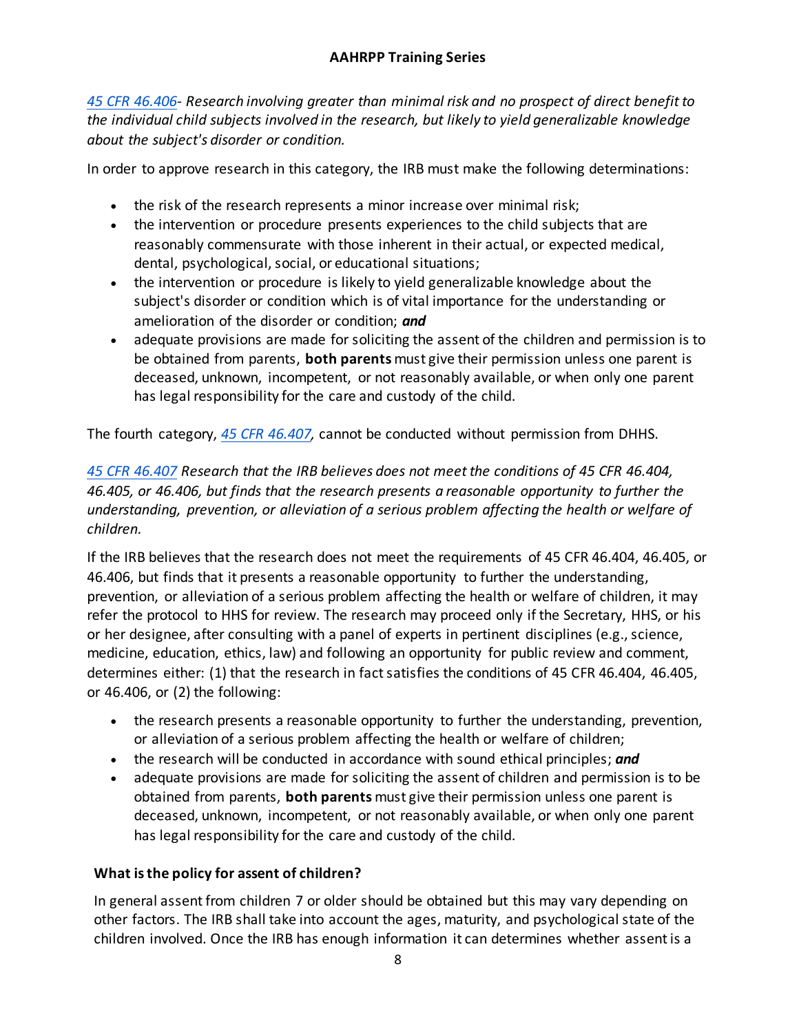*[45 CFR 46.406](#)- Research involving greater than minimal risk and no prospect of direct benefit to the individual child subjects involved in the research, but likely to yield generalizable knowledge about the subject's disorder or condition.*

In order to approve research in this category, the IRB must make the following determinations:

- the risk of the research represents a minor increase over minimal risk;
- the intervention or procedure presents experiences to the child subjects that are reasonably commensurate with those inherent in their actual, or expected medical, dental, psychological, social, or educational situations;
- the intervention or procedure is likely to yield generalizable knowledge about the subject's disorder or condition which is of vital importance for the understanding or amelioration of the disorder or condition; ***and***
- adequate provisions are made for soliciting the assent of the children and permission is to be obtained from parents, **both parents** must give their permission unless one parent is deceased, unknown, incompetent, or not reasonably available, or when only one parent has legal responsibility for the care and custody of the child.

The fourth category, *[45 CFR 46.407](#),* cannot be conducted without permission from DHHS.

*[45 CFR 46.407](#) Research that the IRB believes does not meet the conditions of 45 CFR 46.404, 46.405, or 46.406, but finds that the research presents a reasonable opportunity to further the understanding, prevention, or alleviation of a serious problem affecting the health or welfare of children.*

If the IRB believes that the research does not meet the requirements of 45 CFR 46.404, 46.405, or 46.406, but finds that it presents a reasonable opportunity to further the understanding, prevention, or alleviation of a serious problem affecting the health or welfare of children, it may refer the protocol to HHS for review. The research may proceed only if the Secretary, HHS, or his or her designee, after consulting with a panel of experts in pertinent disciplines (e.g., science, medicine, education, ethics, law) and following an opportunity for public review and comment, determines either: (1) that the research in fact satisfies the conditions of 45 CFR 46.404, 46.405, or 46.406, or (2) the following:

- the research presents a reasonable opportunity to further the understanding, prevention, or alleviation of a serious problem affecting the health or welfare of children;
- the research will be conducted in accordance with sound ethical principles; ***and***
- adequate provisions are made for soliciting the assent of children and permission is to be obtained from parents, **both parents** must give their permission unless one parent is deceased, unknown, incompetent, or not reasonably available, or when only one parent has legal responsibility for the care and custody of the child.

### What is the policy for assent of children?

In general assent from children 7 or older should be obtained but this may vary depending on other factors. The IRB shall take into account the ages, maturity, and psychological state of the children involved. Once the IRB has enough information it can determines whether assent is a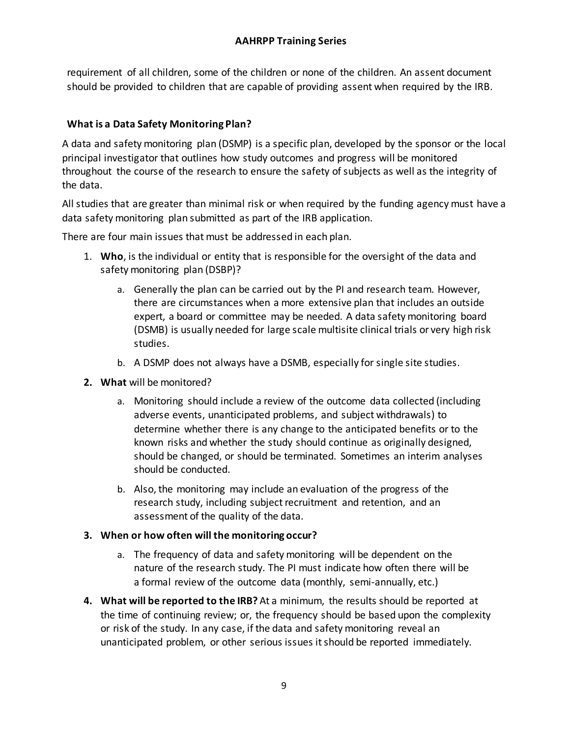requirement of all children, some of the children or none of the children. An assent document should be provided to children that are capable of providing assent when required by the IRB.

### What is a Data Safety Monitoring Plan?

A data and safety monitoring plan (DSMP) is a specific plan, developed by the sponsor or the local principal investigator that outlines how study outcomes and progress will be monitored throughout the course of the research to ensure the safety of subjects as well as the integrity of the data.

All studies that are greater than minimal risk or when required by the funding agency must have a data safety monitoring plan submitted as part of the IRB application.

There are four main issues that must be addressed in each plan.

1. **Who**, is the individual or entity that is responsible for the oversight of the data and safety monitoring plan (DSBP)?
   a. Generally the plan can be carried out by the PI and research team. However, there are circumstances when a more extensive plan that includes an outside expert, a board or committee may be needed. A data safety monitoring board (DSMB) is usually needed for large scale multisite clinical trials or very high risk studies.
   b. A DSMP does not always have a DSMB, especially for single site studies.
2. **What** will be monitored?
   a. Monitoring should include a review of the outcome data collected (including adverse events, unanticipated problems, and subject withdrawals) to determine whether there is any change to the anticipated benefits or to the known risks and whether the study should continue as originally designed, should be changed, or should be terminated. Sometimes an interim analyses should be conducted.
   b. Also, the monitoring may include an evaluation of the progress of the research study, including subject recruitment and retention, and an assessment of the quality of the data.
3. **When or how often will the monitoring occur?**
   a. The frequency of data and safety monitoring will be dependent on the nature of the research study. The PI must indicate how often there will be a formal review of the outcome data (monthly, semi-annually, etc.)
4. **What will be reported to the IRB?** At a minimum, the results should be reported at the time of continuing review; or, the frequency should be based upon the complexity or risk of the study. In any case, if the data and safety monitoring reveal an unanticipated problem, or other serious issues it should be reported immediately.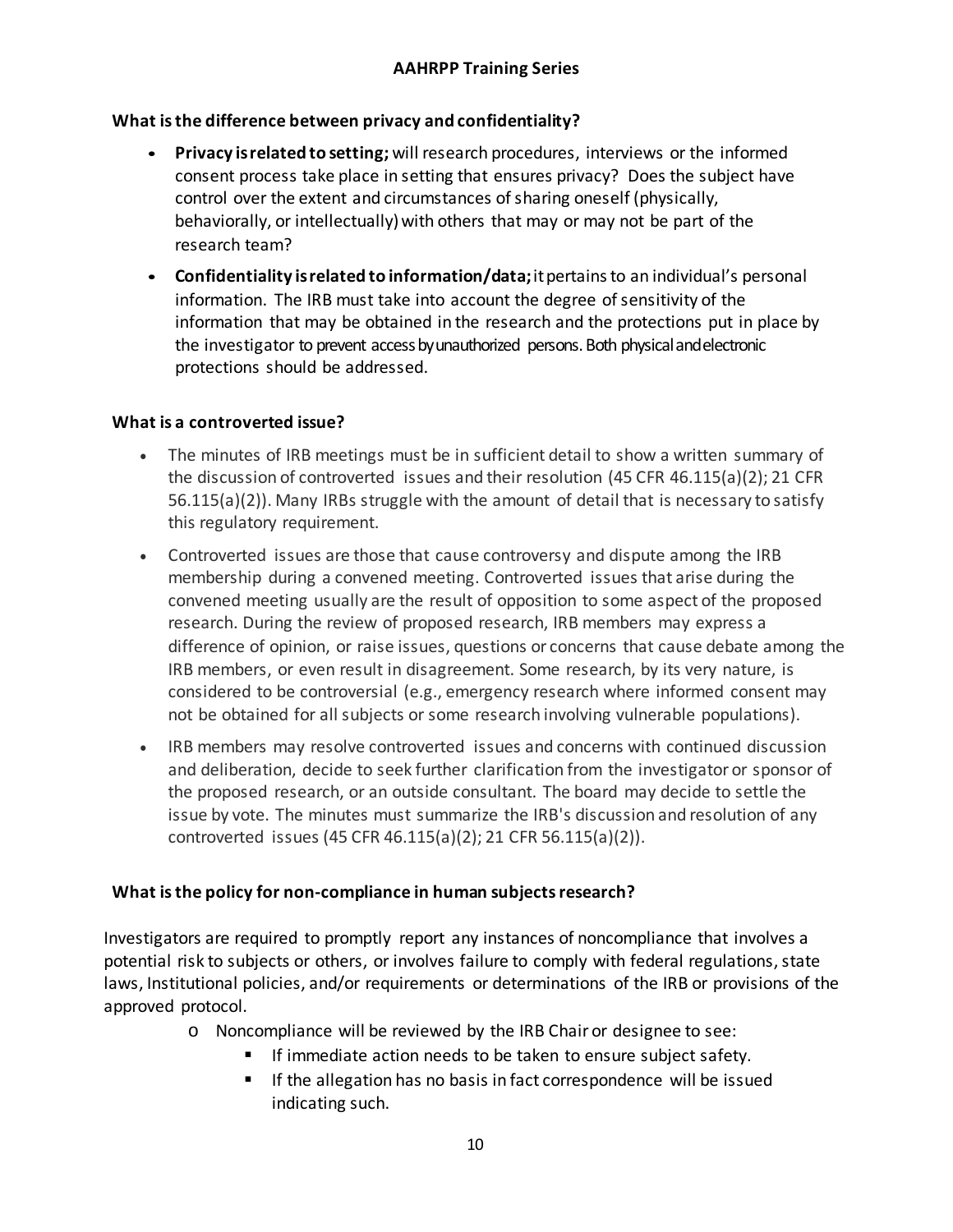### What is the difference between privacy and confidentiality?

- **Privacy is related to setting;** will research procedures, interviews or the informed consent process take place in setting that ensures privacy? Does the subject have control over the extent and circumstances of sharing oneself (physically, behaviorally, or intellectually) with others that may or may not be part of the research team?
- **Confidentiality is related to information/data;** it pertains to an individual's personal information. The IRB must take into account the degree of sensitivity of the information that may be obtained in the research and the protections put in place by the investigator to prevent access by unauthorized persons. Both physical and electronic protections should be addressed.

### What is a controverted issue?

- The minutes of IRB meetings must be in sufficient detail to show a written summary of the discussion of controverted issues and their resolution (45 CFR 46.115(a)(2); 21 CFR 56.115(a)(2)). Many IRBs struggle with the amount of detail that is necessary to satisfy this regulatory requirement.
- Controverted issues are those that cause controversy and dispute among the IRB membership during a convened meeting. Controverted issues that arise during the convened meeting usually are the result of opposition to some aspect of the proposed research. During the review of proposed research, IRB members may express a difference of opinion, or raise issues, questions or concerns that cause debate among the IRB members, or even result in disagreement. Some research, by its very nature, is considered to be controversial (e.g., emergency research where informed consent may not be obtained for all subjects or some research involving vulnerable populations).
- IRB members may resolve controverted issues and concerns with continued discussion and deliberation, decide to seek further clarification from the investigator or sponsor of the proposed research, or an outside consultant. The board may decide to settle the issue by vote. The minutes must summarize the IRB's discussion and resolution of any controverted issues (45 CFR 46.115(a)(2); 21 CFR 56.115(a)(2)).

### What is the policy for non-compliance in human subjects research?

Investigators are required to promptly report any instances of noncompliance that involves a potential risk to subjects or others, or involves failure to comply with federal regulations, state laws, Institutional policies, and/or requirements or determinations of the IRB or provisions of the approved protocol.

- Noncompliance will be reviewed by the IRB Chair or designee to see:
  - If immediate action needs to be taken to ensure subject safety.
  - If the allegation has no basis in fact correspondence will be issued indicating such.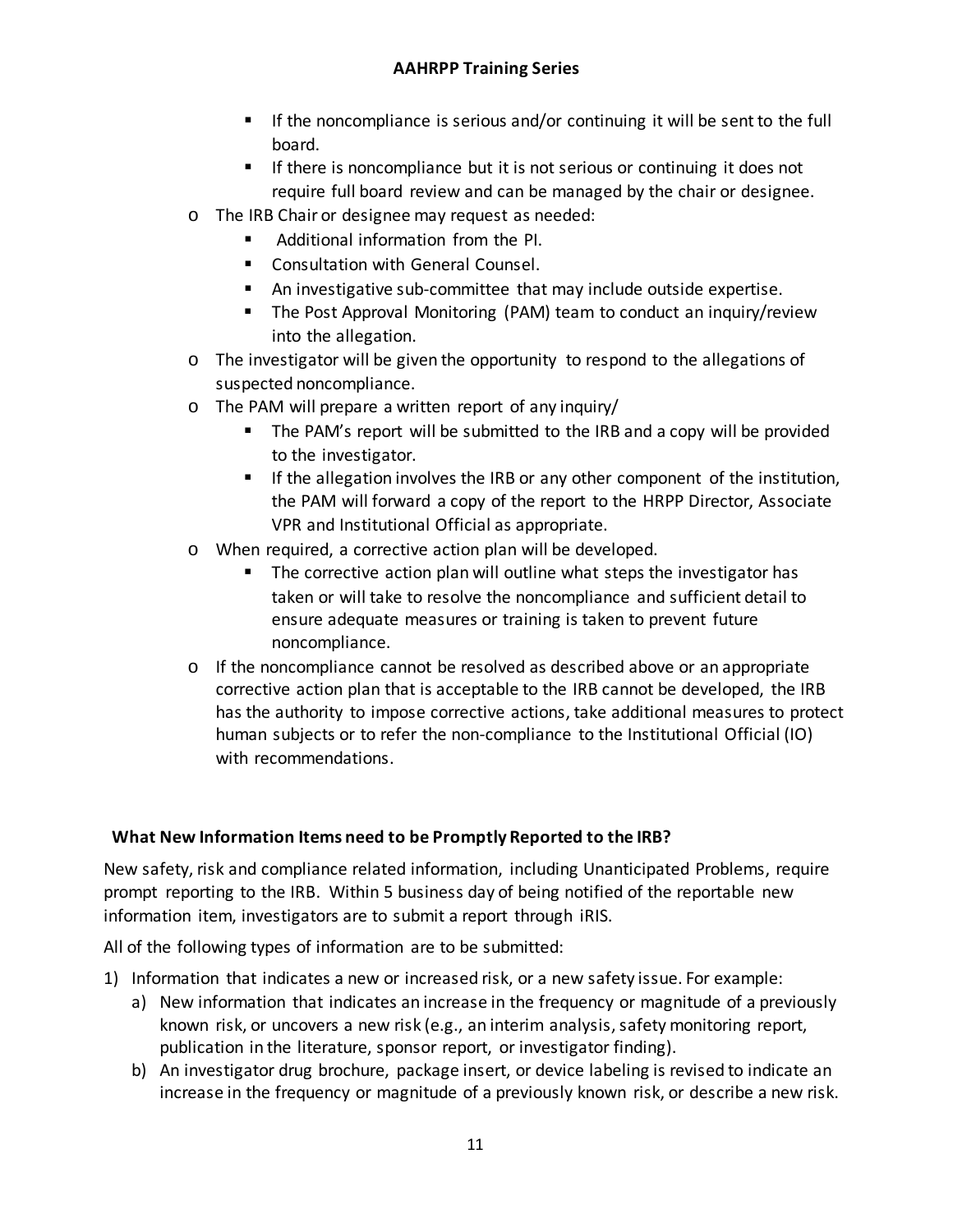- If the noncompliance is serious and/or continuing it will be sent to the full board.
    - If there is noncompliance but it is not serious or continuing it does not require full board review and can be managed by the chair or designee.
  - The IRB Chair or designee may request as needed:
    - Additional information from the PI.
    - Consultation with General Counsel.
    - An investigative sub-committee that may include outside expertise.
    - The Post Approval Monitoring (PAM) team to conduct an inquiry/review into the allegation.
  - The investigator will be given the opportunity to respond to the allegations of suspected noncompliance.
  - The PAM will prepare a written report of any inquiry/
    - The PAM's report will be submitted to the IRB and a copy will be provided to the investigator.
    - If the allegation involves the IRB or any other component of the institution, the PAM will forward a copy of the report to the HRPP Director, Associate VPR and Institutional Official as appropriate.
  - When required, a corrective action plan will be developed.
    - The corrective action plan will outline what steps the investigator has taken or will take to resolve the noncompliance and sufficient detail to ensure adequate measures or training is taken to prevent future noncompliance.
  - If the noncompliance cannot be resolved as described above or an appropriate corrective action plan that is acceptable to the IRB cannot be developed, the IRB has the authority to impose corrective actions, take additional measures to protect human subjects or to refer the non-compliance to the Institutional Official (IO) with recommendations.

**What New Information Items need to be Promptly Reported to the IRB?**

New safety, risk and compliance related information, including Unanticipated Problems, require prompt reporting to the IRB. Within 5 business day of being notified of the reportable new information item, investigators are to submit a report through iRIS.

All of the following types of information are to be submitted:

1) Information that indicates a new or increased risk, or a new safety issue. For example:
   a) New information that indicates an increase in the frequency or magnitude of a previously known risk, or uncovers a new risk (e.g., an interim analysis, safety monitoring report, publication in the literature, sponsor report, or investigator finding).
   b) An investigator drug brochure, package insert, or device labeling is revised to indicate an increase in the frequency or magnitude of a previously known risk, or describe a new risk.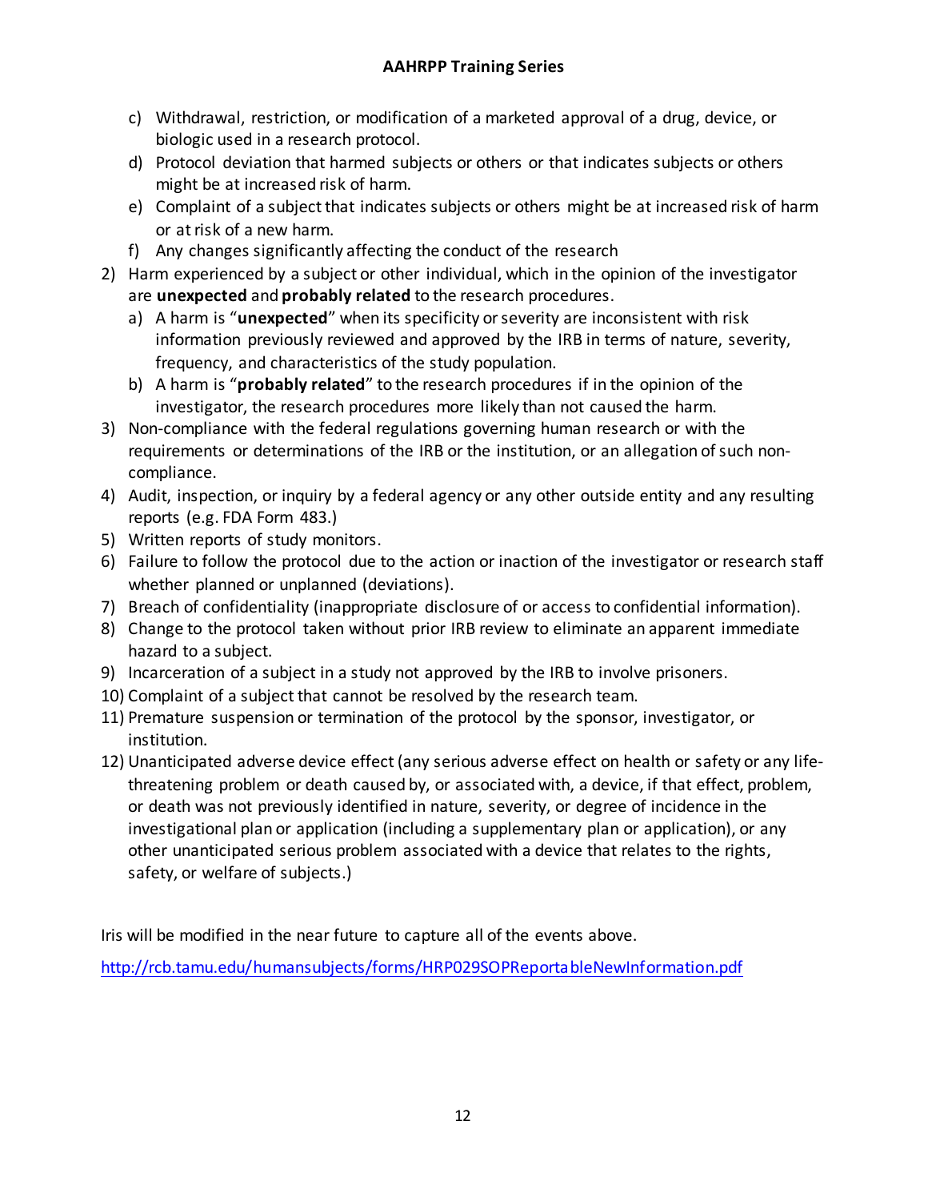c) Withdrawal, restriction, or modification of a marketed approval of a drug, device, or biologic used in a research protocol.
   d) Protocol deviation that harmed subjects or others or that indicates subjects or others might be at increased risk of harm.
   e) Complaint of a subject that indicates subjects or others might be at increased risk of harm or at risk of a new harm.
   f) Any changes significantly affecting the conduct of the research
2) Harm experienced by a subject or other individual, which in the opinion of the investigator are **unexpected** and **probably related** to the research procedures.
   a) A harm is "**unexpected**" when its specificity or severity are inconsistent with risk information previously reviewed and approved by the IRB in terms of nature, severity, frequency, and characteristics of the study population.
   b) A harm is "**probably related**" to the research procedures if in the opinion of the investigator, the research procedures more likely than not caused the harm.
3) Non-compliance with the federal regulations governing human research or with the requirements or determinations of the IRB or the institution, or an allegation of such non-compliance.
4) Audit, inspection, or inquiry by a federal agency or any other outside entity and any resulting reports (e.g. FDA Form 483.)
5) Written reports of study monitors.
6) Failure to follow the protocol due to the action or inaction of the investigator or research staff whether planned or unplanned (deviations).
7) Breach of confidentiality (inappropriate disclosure of or access to confidential information).
8) Change to the protocol taken without prior IRB review to eliminate an apparent immediate hazard to a subject.
9) Incarceration of a subject in a study not approved by the IRB to involve prisoners.
10) Complaint of a subject that cannot be resolved by the research team.
11) Premature suspension or termination of the protocol by the sponsor, investigator, or institution.
12) Unanticipated adverse device effect (any serious adverse effect on health or safety or any life-threatening problem or death caused by, or associated with, a device, if that effect, problem, or death was not previously identified in nature, severity, or degree of incidence in the investigational plan or application (including a supplementary plan or application), or any other unanticipated serious problem associated with a device that relates to the rights, safety, or welfare of subjects.)

Iris will be modified in the near future to capture all of the events above.

http://rcb.tamu.edu/humansubjects/forms/HRP029SOPReportableNewInformation.pdf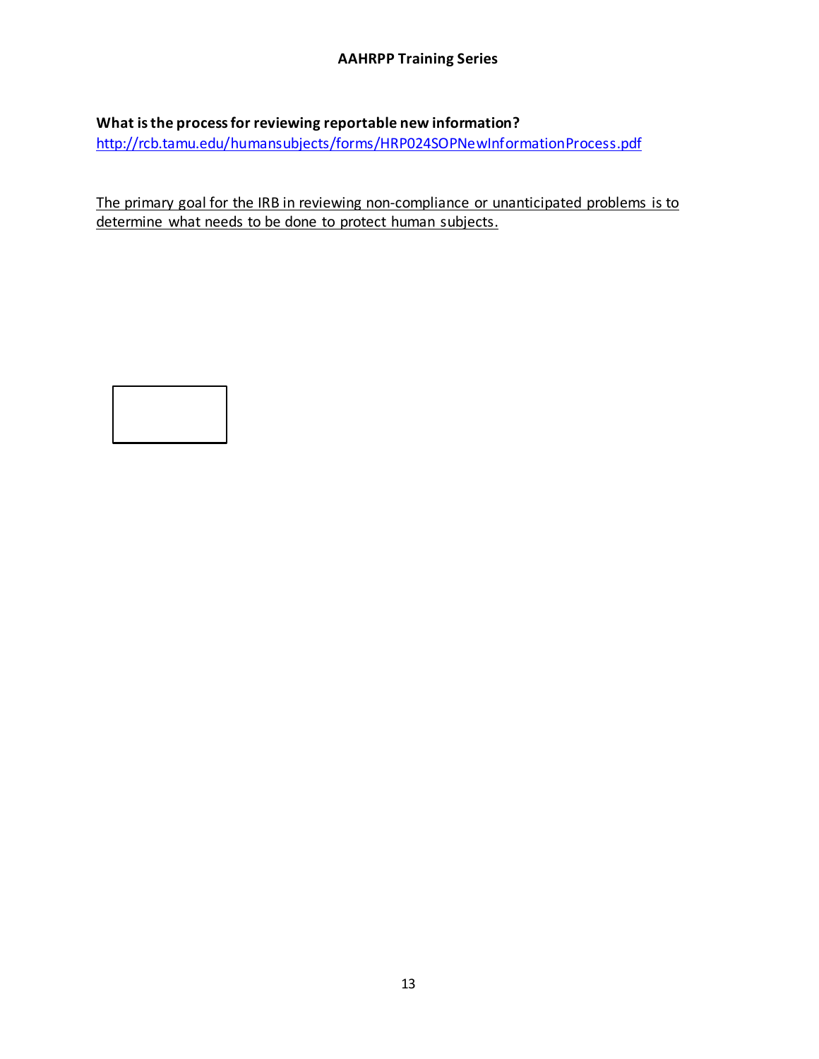**What is the process for reviewing reportable new information?**
http://rcb.tamu.edu/humansubjects/forms/HRP024SOPNewInformationProcess.pdf

The primary goal for the IRB in reviewing non-compliance or unanticipated problems is to determine what needs to be done to protect human subjects.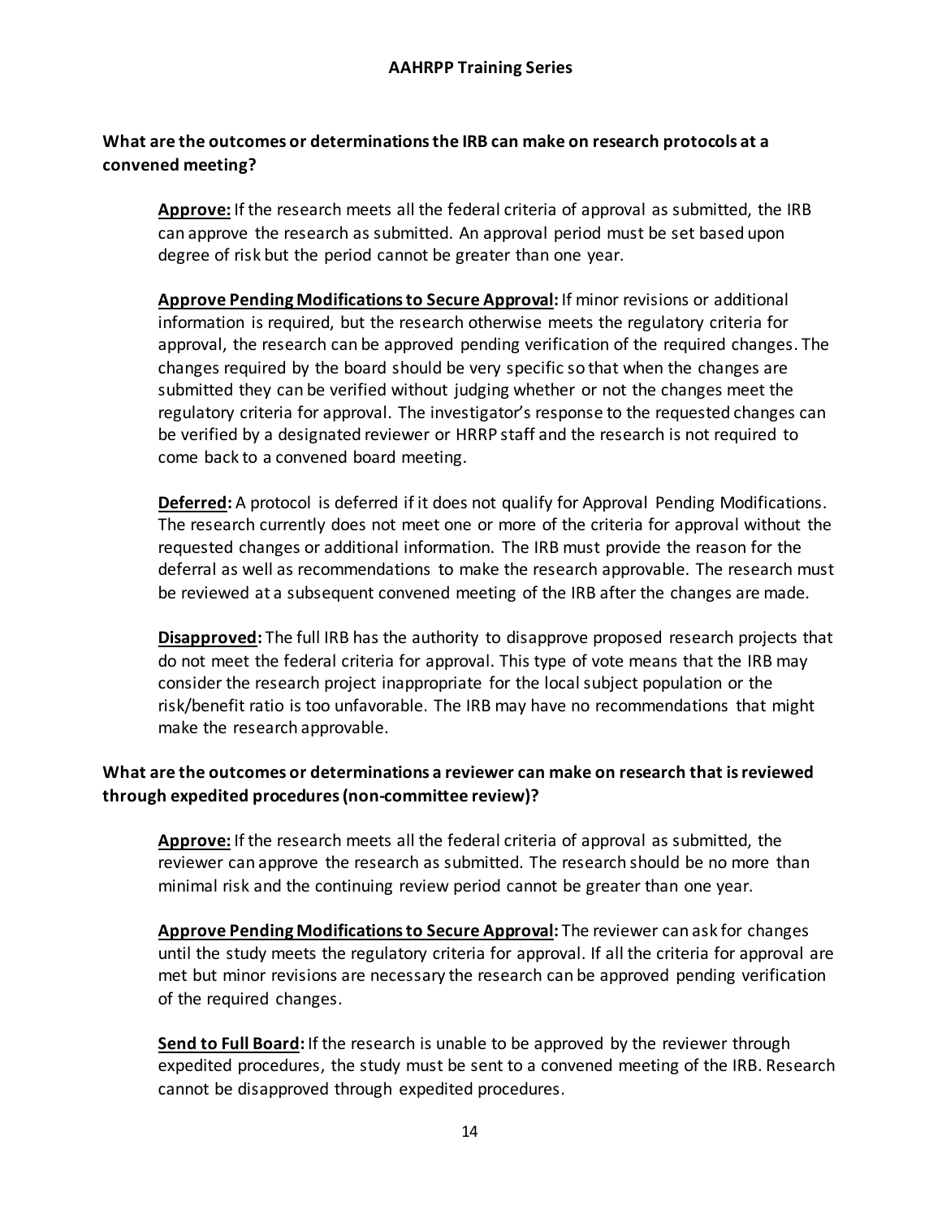**What are the outcomes or determinations the IRB can make on research protocols at a convened meeting?**

**Approve:** If the research meets all the federal criteria of approval as submitted, the IRB can approve the research as submitted. An approval period must be set based upon degree of risk but the period cannot be greater than one year.

**Approve Pending Modifications to Secure Approval:** If minor revisions or additional information is required, but the research otherwise meets the regulatory criteria for approval, the research can be approved pending verification of the required changes. The changes required by the board should be very specific so that when the changes are submitted they can be verified without judging whether or not the changes meet the regulatory criteria for approval. The investigator's response to the requested changes can be verified by a designated reviewer or HRRP staff and the research is not required to come back to a convened board meeting.

**Deferred:** A protocol is deferred if it does not qualify for Approval Pending Modifications. The research currently does not meet one or more of the criteria for approval without the requested changes or additional information. The IRB must provide the reason for the deferral as well as recommendations to make the research approvable. The research must be reviewed at a subsequent convened meeting of the IRB after the changes are made.

**Disapproved:** The full IRB has the authority to disapprove proposed research projects that do not meet the federal criteria for approval. This type of vote means that the IRB may consider the research project inappropriate for the local subject population or the risk/benefit ratio is too unfavorable. The IRB may have no recommendations that might make the research approvable.

**What are the outcomes or determinations a reviewer can make on research that is reviewed through expedited procedures (non-committee review)?**

**Approve:** If the research meets all the federal criteria of approval as submitted, the reviewer can approve the research as submitted. The research should be no more than minimal risk and the continuing review period cannot be greater than one year.

**Approve Pending Modifications to Secure Approval:** The reviewer can ask for changes until the study meets the regulatory criteria for approval. If all the criteria for approval are met but minor revisions are necessary the research can be approved pending verification of the required changes.

**Send to Full Board:** If the research is unable to be approved by the reviewer through expedited procedures, the study must be sent to a convened meeting of the IRB. Research cannot be disapproved through expedited procedures.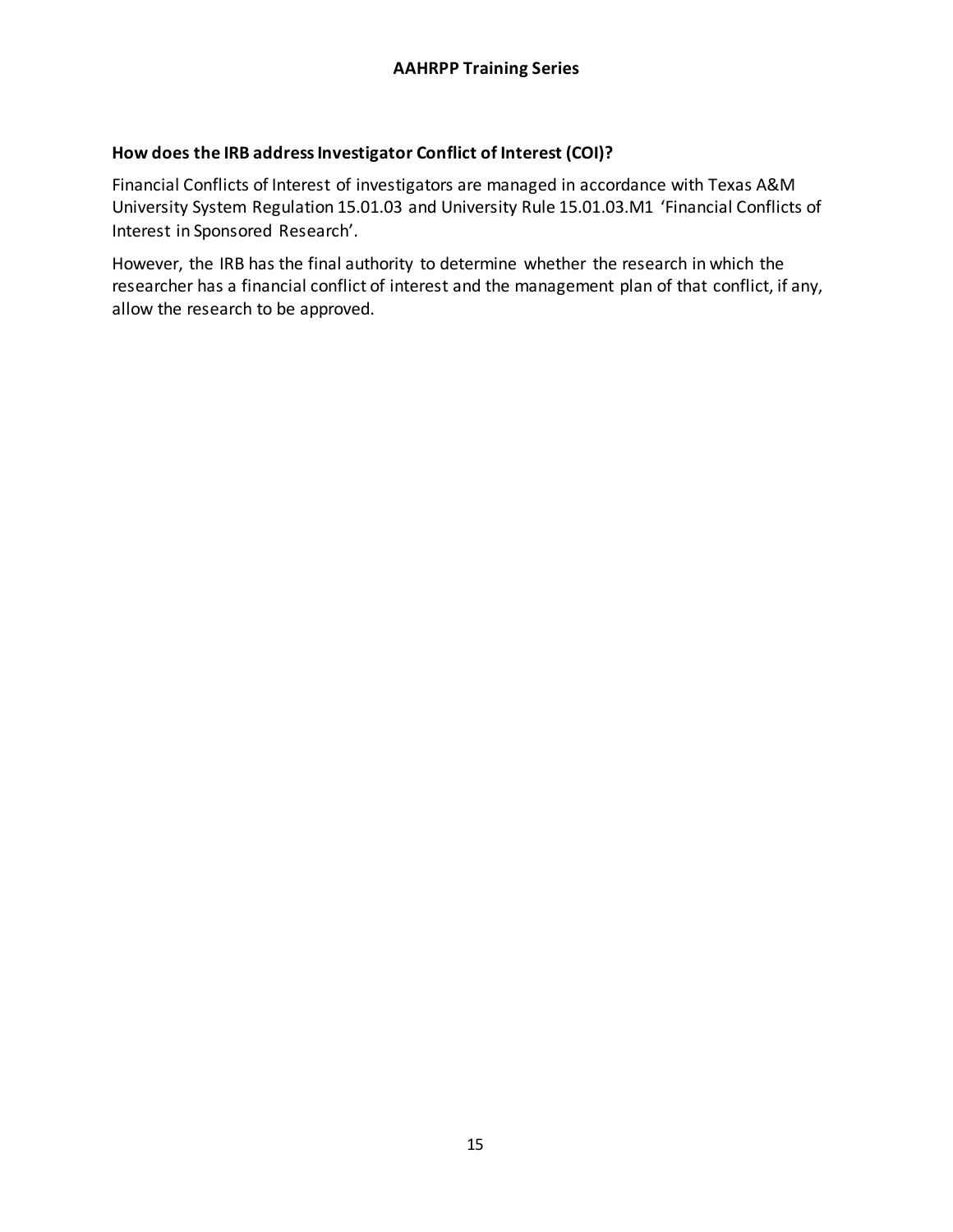### How does the IRB address Investigator Conflict of Interest (COI)?

Financial Conflicts of Interest of investigators are managed in accordance with Texas A&M University System Regulation 15.01.03 and University Rule 15.01.03.M1 'Financial Conflicts of Interest in Sponsored Research'.

However, the IRB has the final authority to determine whether the research in which the researcher has a financial conflict of interest and the management plan of that conflict, if any, allow the research to be approved.